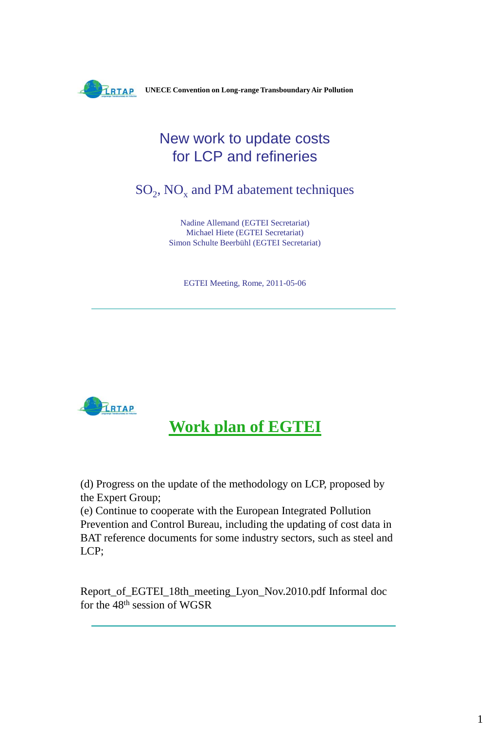UNECE Convention on Long-range Transboundary Air Pollution

# New work to update costs for LCP and refineries

## $SO_2$, $NO_x$ and PM abatement techniques

Nadine Allemand (EGTEI Secretariat)
Michael Hiete (EGTEI Secretariat)
Simon Schulte Beerbühl (EGTEI Secretariat)

EGTEI Meeting, Rome, 2011-05-06

---

## Work plan of EGTEI

(d) Progress on the update of the methodology on LCP, proposed by the Expert Group;
(e) Continue to cooperate with the European Integrated Pollution Prevention and Control Bureau, including the updating of cost data in BAT reference documents for some industry sectors, such as steel and LCP;

Report_of_EGTEI_18th_meeting_Lyon_Nov.2010.pdf Informal doc for the 48th session of WGSR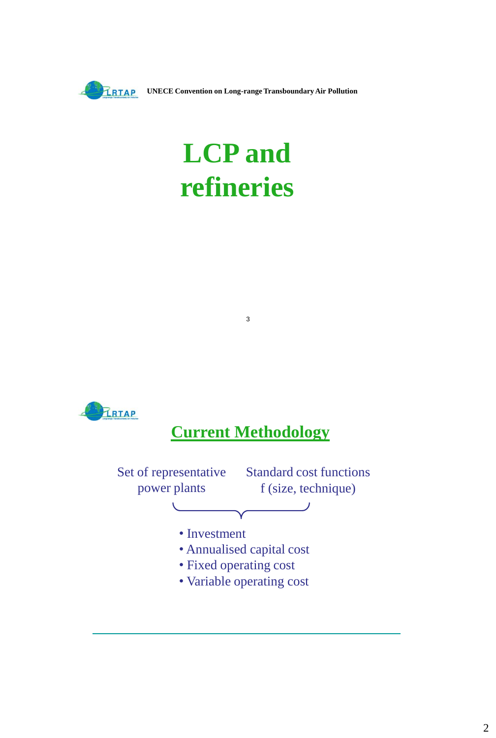UNECE Convention on Long-range Transboundary Air Pollution

# LCP and refineries

## Current Methodology

Set of representative power plants

Standard cost functions f (size, technique)

- Investment
- Annualised capital cost
- Fixed operating cost
- Variable operating cost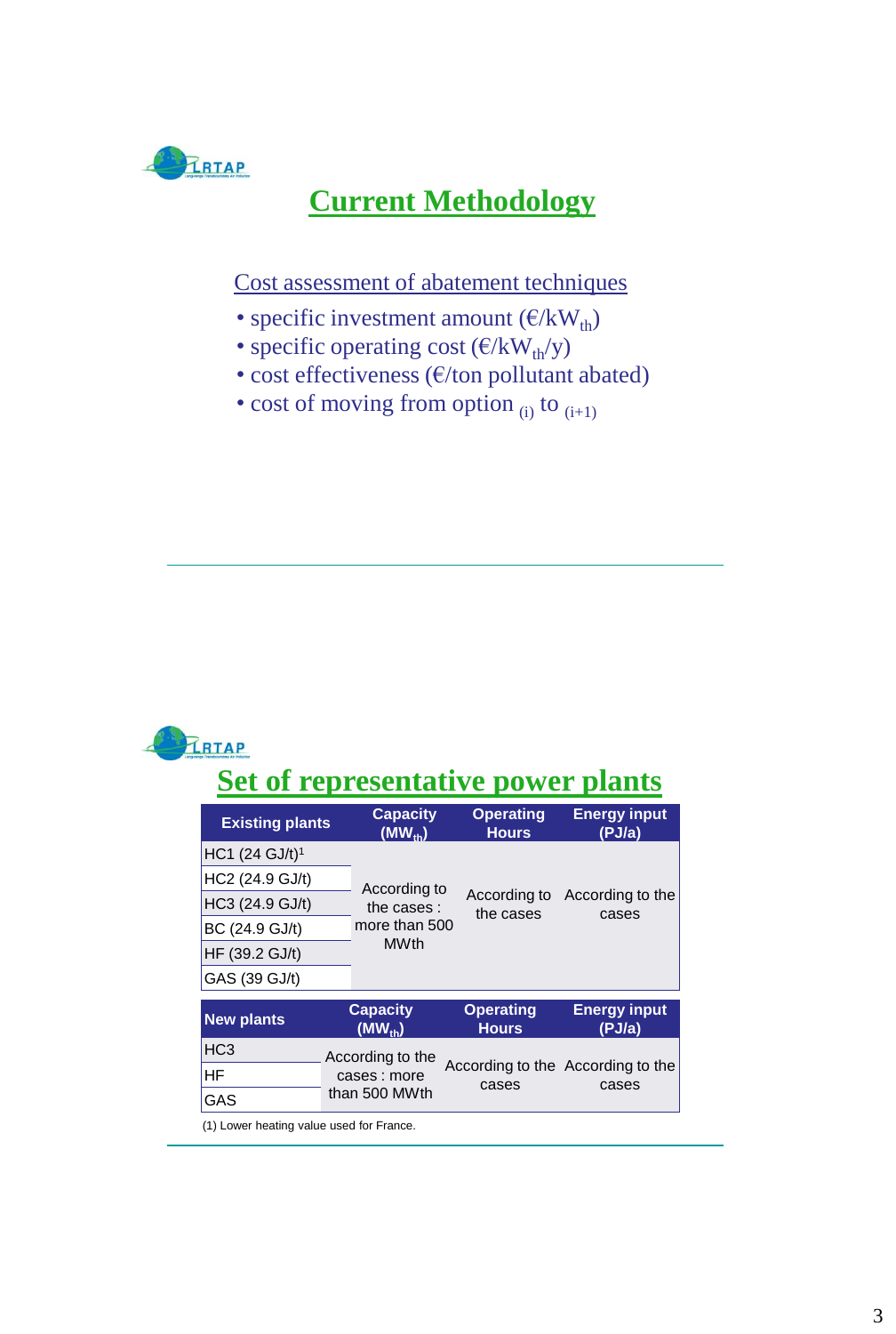# Current Methodology

Cost assessment of abatement techniques

- specific investment amount (€/kW$_{th}$)
- specific operating cost (€/kW$_{th}$/y)
- cost effectiveness (€/ton pollutant abated)
- cost of moving from option $_{(i)}$ to $_{(i+1)}$

# Set of representative power plants

| Existing plants | Capacity ($MW_{th}$) | Operating Hours | Energy input (PJ/a) |
|---|---|---|---|
| HC1 (24 GJ/t)[1] | According to the cases : more than 500 MWth | According to the cases | According to the cases |
| HC2 (24.9 GJ/t) | | | |
| HC3 (24.9 GJ/t) | | | |
| BC (24.9 GJ/t) | | | |
| HF (39.2 GJ/t) | | | |
| GAS (39 GJ/t) | | | |

| New plants | Capacity ($MW_{th}$) | Operating Hours | Energy input (PJ/a) |
|---|---|---|---|
| HC3 | According to the cases : more than 500 MWth | According to the cases | According to the cases |
| HF | | | |
| GAS | | | |

(1) Lower heating value used for France.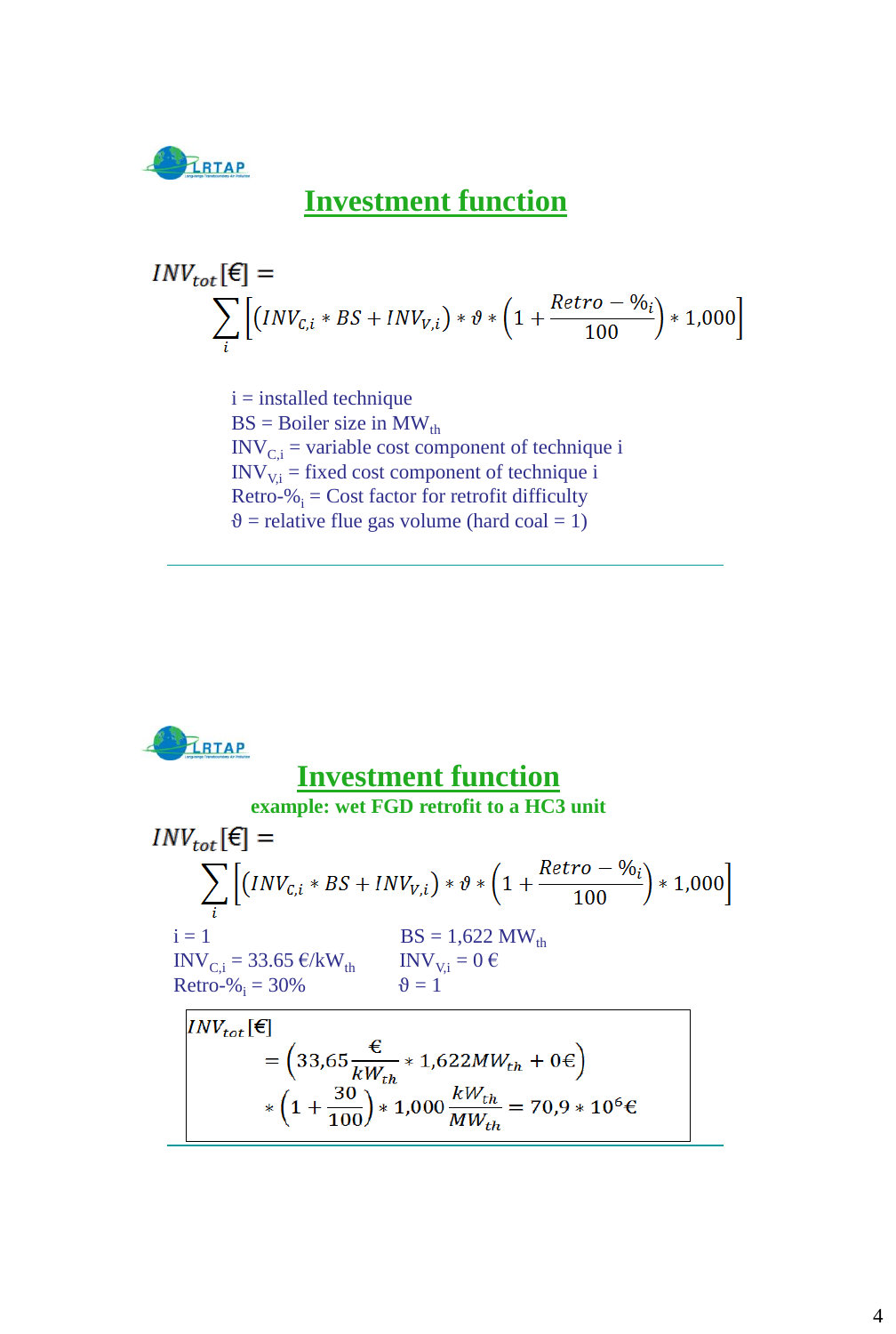# Investment function

$$INV_{tot}[€] = \sum_i \left[ \left( INV_{C,i} * BS + INV_{V,i} \right) * \vartheta * \left( 1 + \frac{Retro-\%_i}{100} \right) * 1{,}000 \right]$$

i = installed technique
BS = Boiler size in $MW_{th}$
$INV_{C,i}$ = variable cost component of technique i
$INV_{V,i}$ = fixed cost component of technique i
Retro-$\%_i$ = Cost factor for retrofit difficulty
$\vartheta$ = relative flue gas volume (hard coal = 1)

---

# Investment function

**example: wet FGD retrofit to a HC3 unit**

$$INV_{tot}[€] = \sum_i \left[ \left( INV_{C,i} * BS + INV_{V,i} \right) * \vartheta * \left( 1 + \frac{Retro-\%_i}{100} \right) * 1{,}000 \right]$$

i = 1
$INV_{C,i}$ = 33.65 €/$kW_{th}$
Retro-$\%_i$ = 30%
BS = 1,622 $MW_{th}$
$INV_{V,i}$ = 0 €
$\vartheta$ = 1

$$INV_{tot}[€] = \left( 33{,}65 \frac{€}{kW_{th}} * 1{,}622 MW_{th} + 0€ \right) * \left( 1 + \frac{30}{100} \right) * 1{,}000 \frac{kW_{th}}{MW_{th}} = 70{,}9 * 10^6 €$$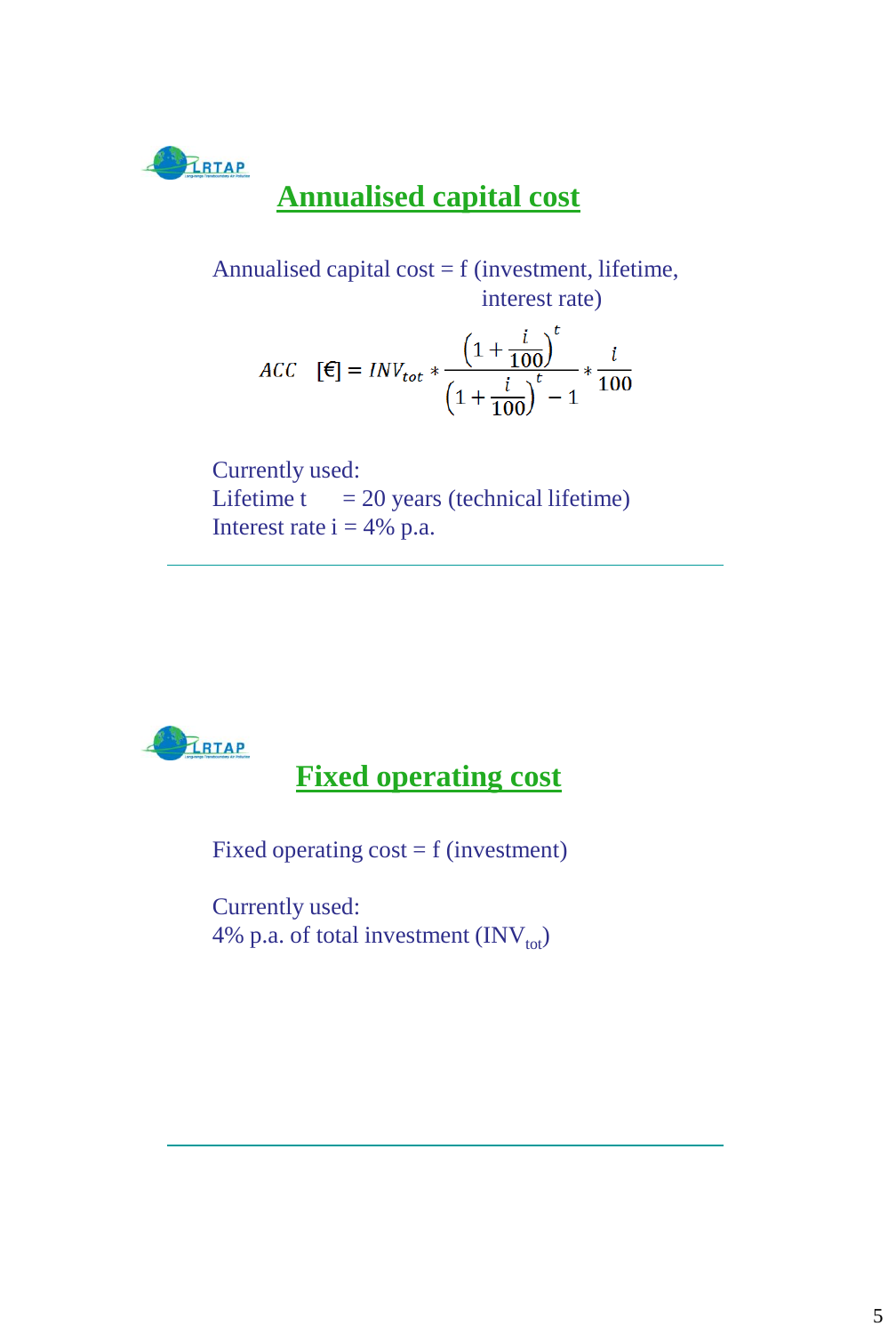## Annualised capital cost

Annualised capital cost = f (investment, lifetime, interest rate)

$$ACC \quad [€] = INV_{tot} * \frac{\left(1 + \frac{i}{100}\right)^t}{\left(1 + \frac{i}{100}\right)^t - 1} * \frac{i}{100}$$

Currently used:
Lifetime t = 20 years (technical lifetime)
Interest rate i = 4% p.a.

## Fixed operating cost

Fixed operating cost = f (investment)

Currently used:
4% p.a. of total investment ($INV_{tot}$)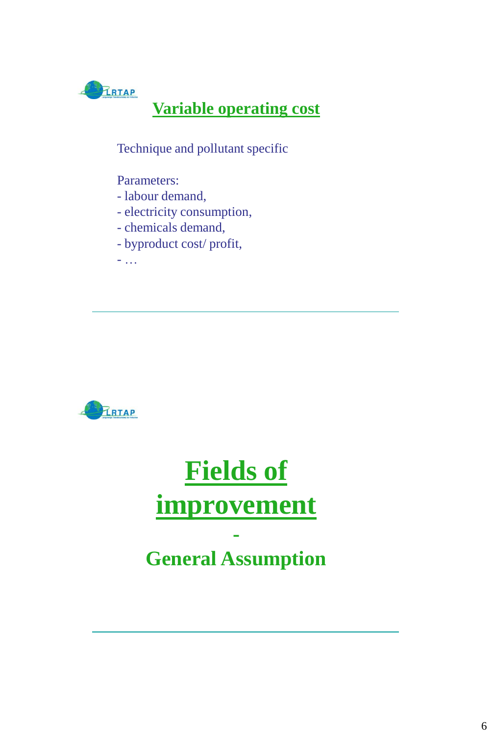## Variable operating cost

Technique and pollutant specific

Parameters:
- labour demand,
- electricity consumption,
- chemicals demand,
- byproduct cost/ profit,
- …

---

# Fields of improvement

-

## General Assumption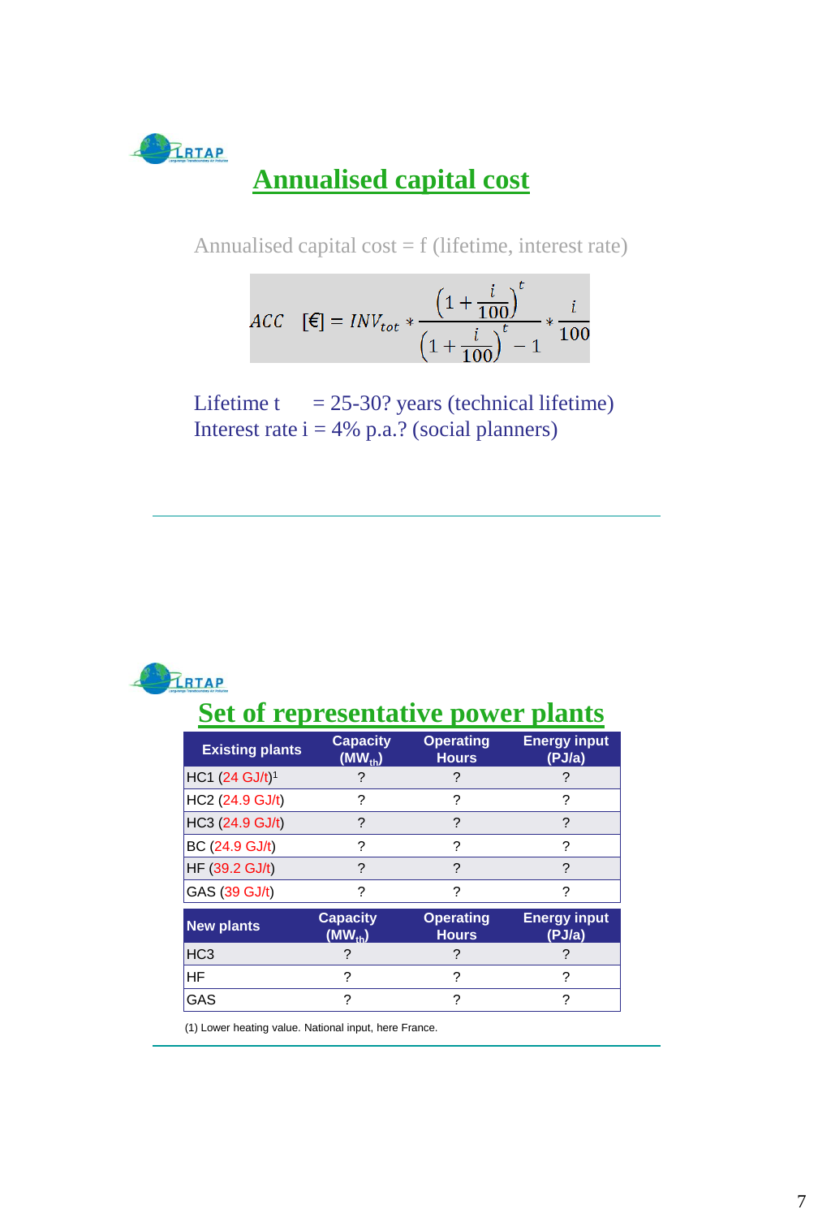## Annualised capital cost

Annualised capital cost = f (lifetime, interest rate)

$$ACC \quad [€] = INV_{tot} * \frac{\left(1+\frac{i}{100}\right)^{t}}{\left(1+\frac{i}{100}\right)^{t}-1} * \frac{i}{100}$$

Lifetime t = 25-30? years (technical lifetime)
Interest rate i = 4% p.a.? (social planners)

---

## Set of representative power plants

| Existing plants | Capacity ($MW_{th}$) | Operating Hours | Energy input (PJ/a) |
|---|---|---|---|
| HC1 (24 GJ/t)[1] | ? | ? | ? |
| HC2 (24.9 GJ/t) | ? | ? | ? |
| HC3 (24.9 GJ/t) | ? | ? | ? |
| BC (24.9 GJ/t) | ? | ? | ? |
| HF (39.2 GJ/t) | ? | ? | ? |
| GAS (39 GJ/t) | ? | ? | ? |
| **New plants** | **Capacity ($MW_{th}$)** | **Operating Hours** | **Energy input (PJ/a)** |
| HC3 | ? | ? | ? |
| HF | ? | ? | ? |
| GAS | ? | ? | ? |

(1) Lower heating value. National input, here France.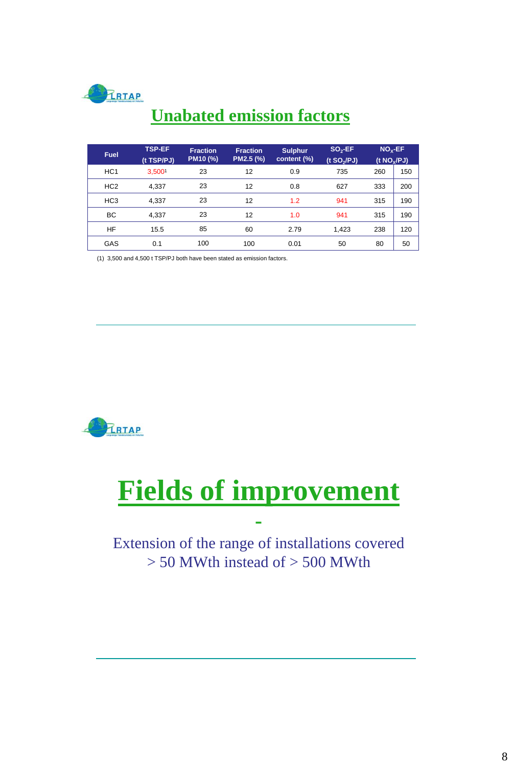## Unabated emission factors

| Fuel | TSP-EF (t TSP/PJ) | Fraction PM10 (%) | Fraction PM2.5 (%) | Sulphur content (%) | $SO_2$-EF (t $SO_2$/PJ) | $NO_x$-EF (t $NO_x$/PJ) | |
|---|---|---|---|---|---|---|---|
| HC1 | 3,500[1] | 23 | 12 | 0.9 | 735 | 260 | 150 |
| HC2 | 4,337 | 23 | 12 | 0.8 | 627 | 333 | 200 |
| HC3 | 4,337 | 23 | 12 | 1.2 | 941 | 315 | 190 |
| BC | 4,337 | 23 | 12 | 1.0 | 941 | 315 | 190 |
| HF | 15.5 | 85 | 60 | 2.79 | 1,423 | 238 | 120 |
| GAS | 0.1 | 100 | 100 | 0.01 | 50 | 80 | 50 |

(1) 3,500 and 4,500 t TSP/PJ both have been stated as emission factors.

# Fields of improvement

-

Extension of the range of installations covered > 50 MWth instead of > 500 MWth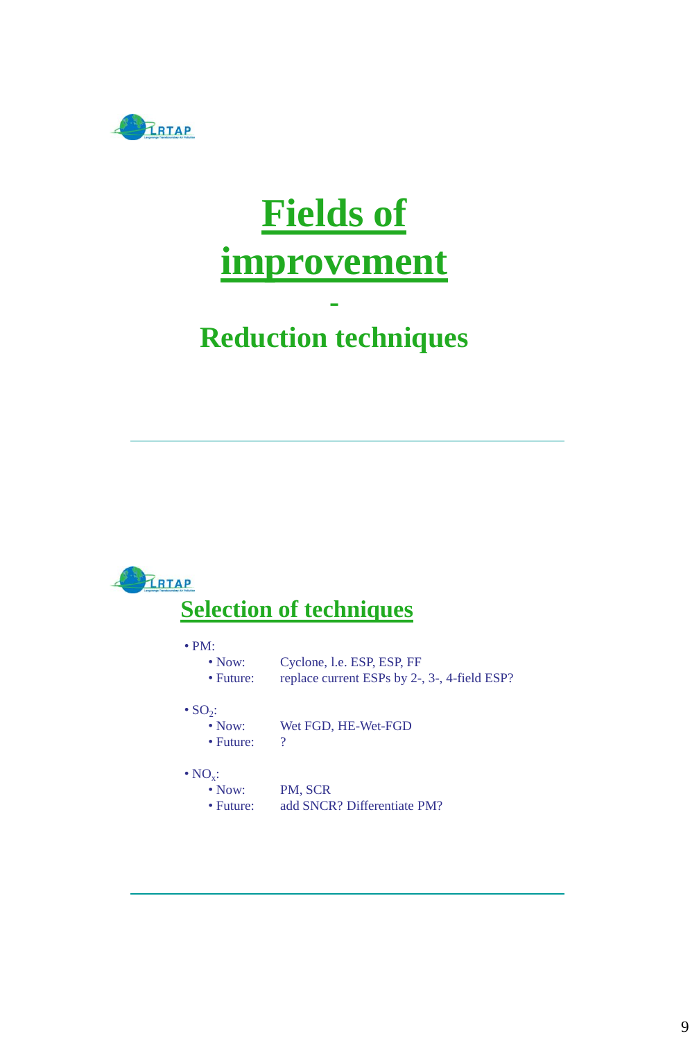# Fields of improvement

## -

## Reduction techniques

---

## Selection of techniques

- PM:
  - Now: Cyclone, l.e. ESP, ESP, FF
  - Future: replace current ESPs by 2-, 3-, 4-field ESP?
- $SO_2$:
  - Now: Wet FGD, HE-Wet-FGD
  - Future: ?
- $NO_x$:
  - Now: PM, SCR
  - Future: add SNCR? Differentiate PM?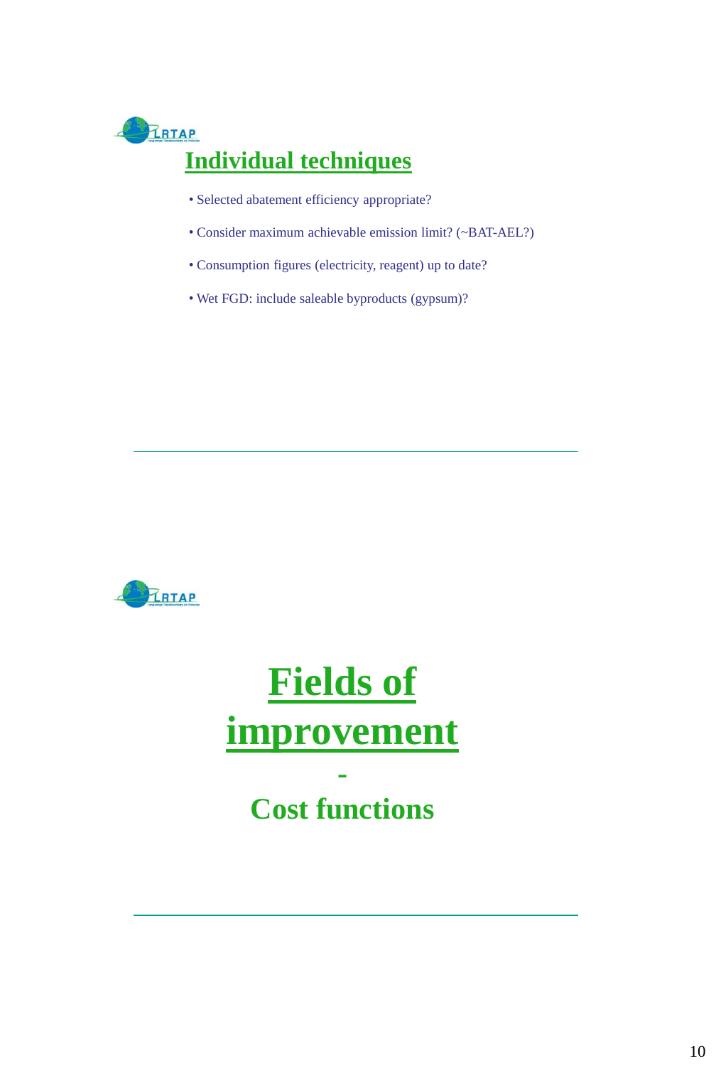## Individual techniques

- Selected abatement efficiency appropriate?
- Consider maximum achievable emission limit? (~BAT-AEL?)
- Consumption figures (electricity, reagent) up to date?
- Wet FGD: include saleable byproducts (gypsum)?

---

# Fields of improvement

-

## Cost functions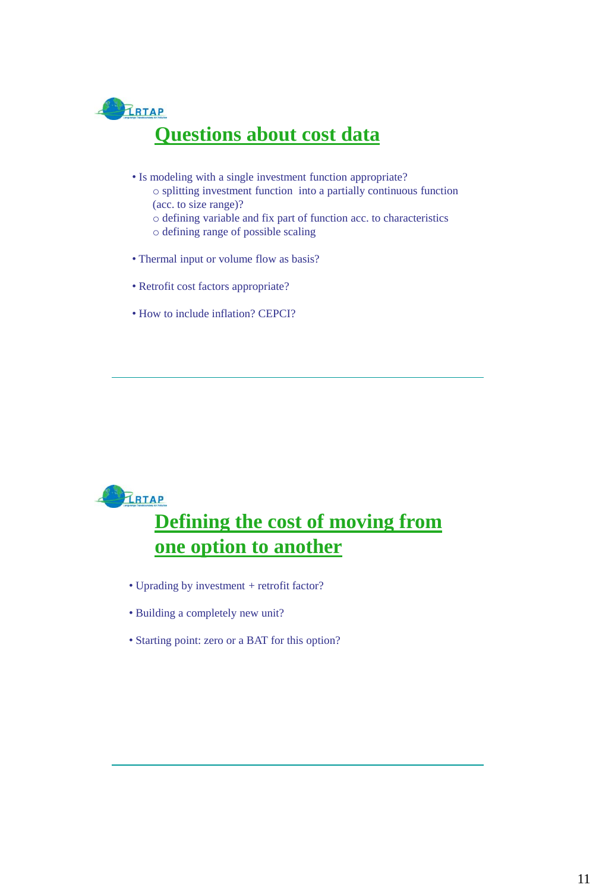## Questions about cost data

- Is modeling with a single investment function appropriate?
  - splitting investment function into a partially continuous function (acc. to size range)?
  - defining variable and fix part of function acc. to characteristics
  - defining range of possible scaling
- Thermal input or volume flow as basis?
- Retrofit cost factors appropriate?
- How to include inflation? CEPCI?

---

## Defining the cost of moving from one option to another

- Uprading by investment + retrofit factor?
- Building a completely new unit?
- Starting point: zero or a BAT for this option?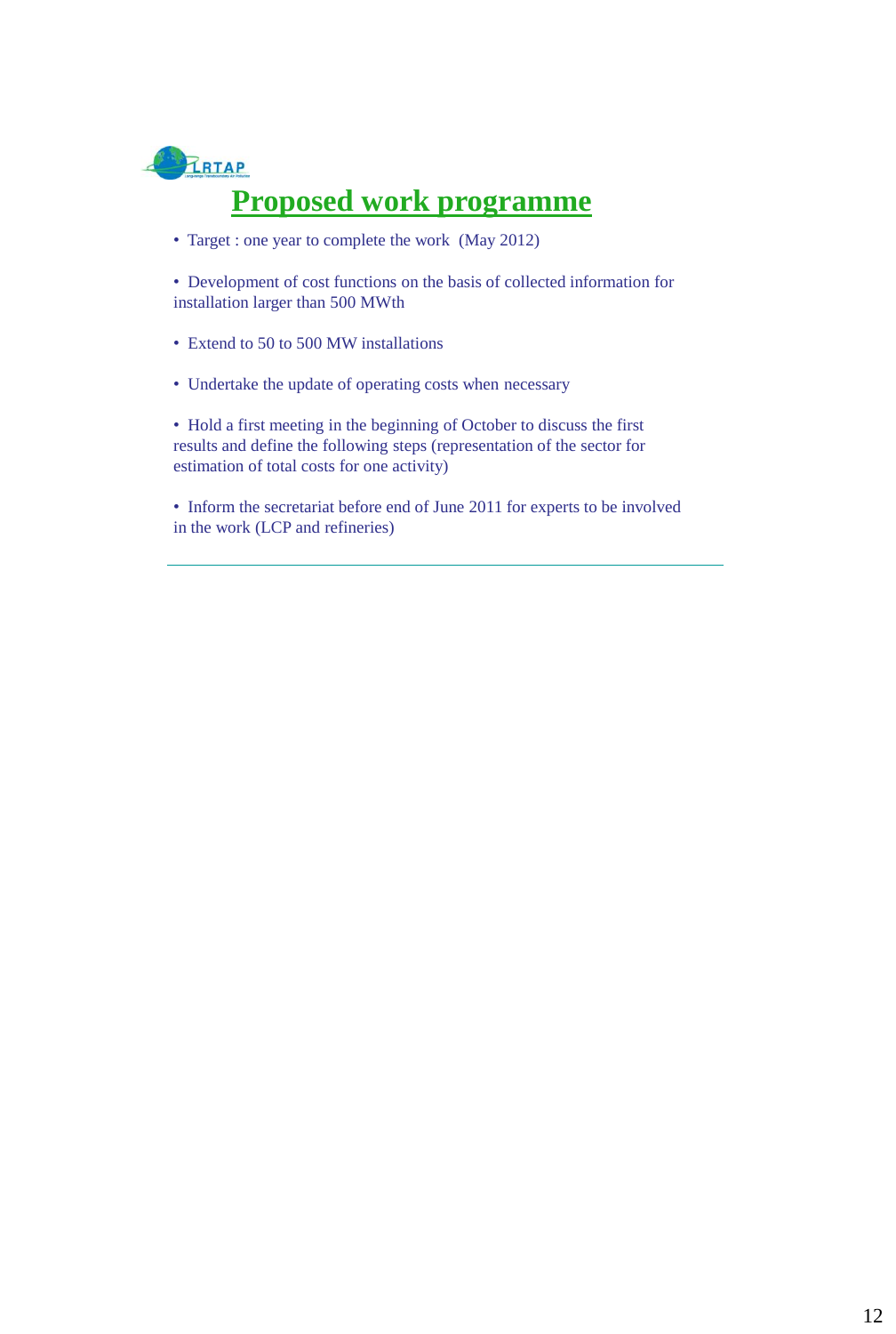# Proposed work programme

- Target : one year to complete the work (May 2012)
- Development of cost functions on the basis of collected information for installation larger than 500 MWth
- Extend to 50 to 500 MW installations
- Undertake the update of operating costs when necessary
- Hold a first meeting in the beginning of October to discuss the first results and define the following steps (representation of the sector for estimation of total costs for one activity)
- Inform the secretariat before end of June 2011 for experts to be involved in the work (LCP and refineries)